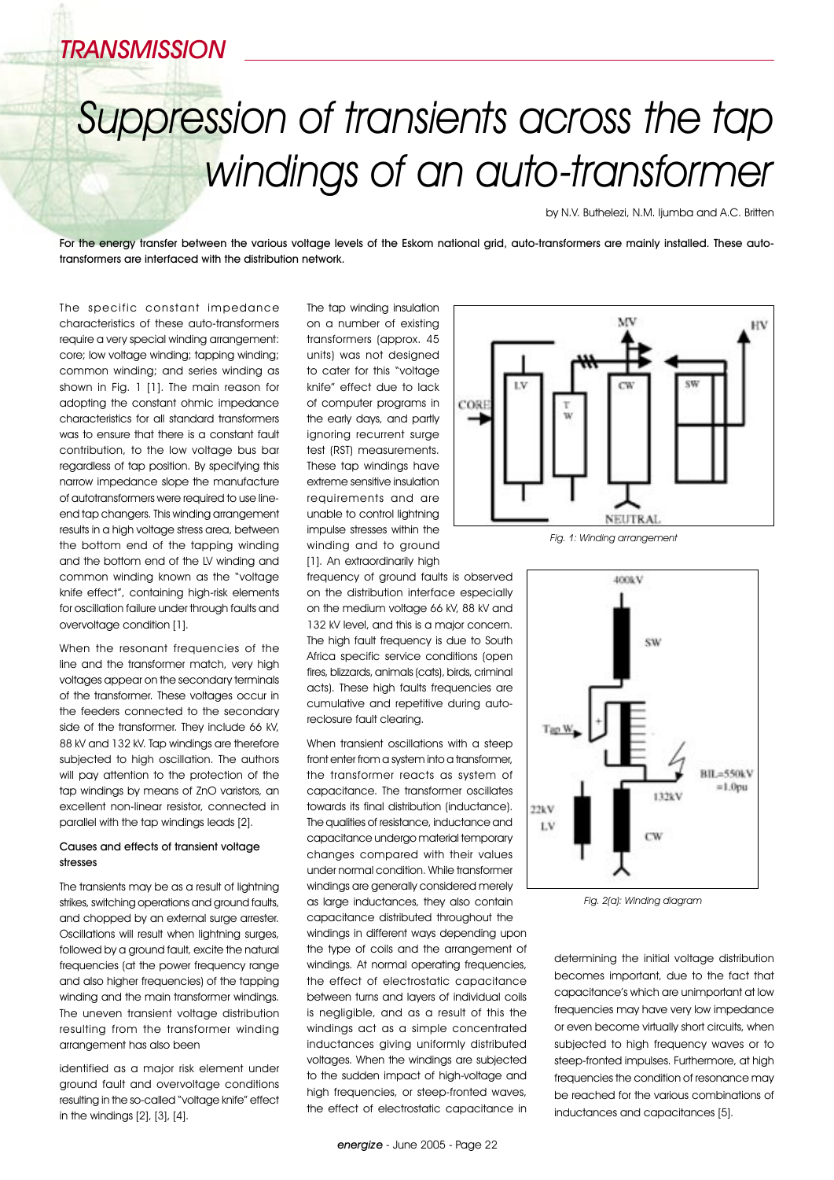# Suppression of transients across the tap windings of an auto-transformer

by N.V. Buthelezi, N.M. Ijumba and A.C. Britten

**For the energy transfer between the various voltage levels of the Eskom national grid, auto-transformers are mainly installed. These auto-transformers are interfaced with the distribution network.**

The specific constant impedance characteristics of these auto-transformers require a very special winding arrangement: core; low voltage winding; tapping winding; common winding; and series winding as shown in Fig. 1 [1]. The main reason for adopting the constant ohmic impedance characteristics for all standard transformers was to ensure that there is a constant fault contribution, to the low voltage bus bar regardless of tap position. By specifying this narrow impedance slope the manufacture of autotransformers were required to use line-end tap changers. This winding arrangement results in a high voltage stress area, between the bottom end of the tapping winding and the bottom end of the LV winding and common winding known as the "voltage knife effect", containing high-risk elements for oscillation failure under through faults and overvoltage condition [1].

When the resonant frequencies of the line and the transformer match, very high voltages appear on the secondary terminals of the transformer. These voltages occur in the feeders connected to the secondary side of the transformer. They include 66 kV, 88 kV and 132 kV. Tap windings are therefore subjected to high oscillation. The authors will pay attention to the protection of the tap windings by means of ZnO varistors, an excellent non-linear resistor, connected in parallel with the tap windings leads [2].

### Causes and effects of transient voltage stresses

The transients may be as a result of lightning strikes, switching operations and ground faults, and chopped by an external surge arrester. Oscillations will result when lightning surges, followed by a ground fault, excite the natural frequencies (at the power frequency range and also higher frequencies) of the tapping winding and the main transformer windings. The uneven transient voltage distribution resulting from the transformer winding arrangement has also been identified as a major risk element under ground fault and overvoltage conditions resulting in the so-called "voltage knife" effect in the windings [2], [3], [4].

The tap winding insulation on a number of existing transformers (approx. 45 units) was not designed to cater for this "voltage knife" effect due to lack of computer programs in the early days, and partly ignoring recurrent surge test (RST) measurements. These tap windings have extreme sensitive insulation requirements and are unable to control lightning impulse stresses within the winding and to ground [1]. An extraordinarily high frequency of ground faults is observed on the distribution interface especially on the medium voltage 66 kV, 88 kV and 132 kV level, and this is a major concern. The high fault frequency is due to South Africa specific service conditions (open fires, blizzards, animals (cats), birds, criminal acts). These high faults frequencies are cumulative and repetitive during auto-reclosure fault clearing.

When transient oscillations with a steep front enter from a system into a transformer, the transformer reacts as system of capacitance. The transformer oscillates towards its final distribution (inductance). The qualities of resistance, inductance and capacitance undergo material temporary changes compared with their values under normal condition. While transformer windings are generally considered merely as large inductances, they also contain capacitance distributed throughout the windings in different ways depending upon the type of coils and the arrangement of windings. At normal operating frequencies, the effect of electrostatic capacitance between turns and layers of individual coils is negligible, and as a result of this the windings act as a simple concentrated inductances giving uniformly distributed voltages. When the windings are subjected to the sudden impact of high-voltage and high frequencies, or steep-fronted waves, the effect of electrostatic capacitance in determining the initial voltage distribution becomes important, due to the fact that capacitance's which are unimportant at low frequencies may have very low impedance or even become virtually short circuits, when subjected to high frequency waves or to steep-fronted impulses. Furthermore, at high frequencies the condition of resonance may be reached for the various combinations of inductances and capacitances [5].

*Fig. 1: Winding arrangement*

*Fig. 2(a): Winding diagram*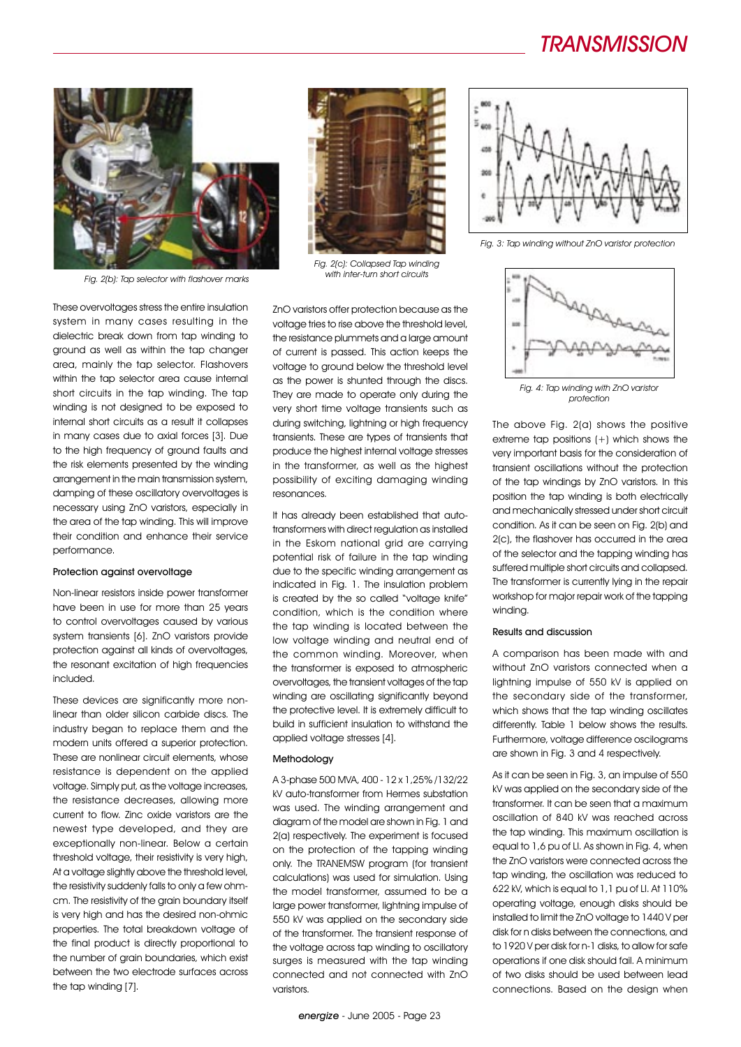Fig. 2(b): Tap selector with flashover marks

Fig. 2(c): Collapsed Tap winding with inter-turn short circuits

Fig. 3: Tap winding without ZnO varistor protection

Fig. 4: Tap winding with ZnO varistor protection

These overvoltages stress the entire insulation system in many cases resulting in the dielectric break down from tap winding to ground as well as within the tap changer area, mainly the tap selector. Flashovers within the tap selector area cause internal short circuits in the tap winding. The tap winding is not designed to be exposed to internal short circuits as a result it collapses in many cases due to axial forces [3]. Due to the high frequency of ground faults and the risk elements presented by the winding arrangement in the main transmission system, damping of these oscillatory overvoltages is necessary using ZnO varistors, especially in the area of the tap winding. This will improve their condition and enhance their service performance.

### Protection against overvoltage

Non-linear resistors inside power transformer have been in use for more than 25 years to control overvoltages caused by various system transients [6]. ZnO varistors provide protection against all kinds of overvoltages, the resonant excitation of high frequencies included.

These devices are significantly more non-linear than older silicon carbide discs. The industry began to replace them and the modern units offered a superior protection. These are nonlinear circuit elements, whose resistance is dependent on the applied voltage. Simply put, as the voltage increases, the resistance decreases, allowing more current to flow. Zinc oxide varistors are the newest type developed, and they are exceptionally non-linear. Below a certain threshold voltage, their resistivity is very high, At a voltage slightly above the threshold level, the resistivity suddenly falls to only a few ohm-cm. The resistivity of the grain boundary itself is very high and has the desired non-ohmic properties. The total breakdown voltage of the final product is directly proportional to the number of grain boundaries, which exist between the two electrode surfaces across the tap winding [7].

ZnO varistors offer protection because as the voltage tries to rise above the threshold level, the resistance plummets and a large amount of current is passed. This action keeps the voltage to ground below the threshold level as the power is shunted through the discs. They are made to operate only during the very short time voltage transients such as during switching, lightning or high frequency transients. These are types of transients that produce the highest internal voltage stresses in the transformer, as well as the highest possibility of exciting damaging winding resonances.

It has already been established that auto-transformers with direct regulation as installed in the Eskom national grid are carrying potential risk of failure in the tap winding due to the specific winding arrangement as indicated in Fig. 1. The insulation problem is created by the so called "voltage knife" condition, which is the condition where the tap winding is located between the low voltage winding and neutral end of the common winding. Moreover, when the transformer is exposed to atmospheric overvoltages, the transient voltages of the tap winding are oscillating significantly beyond the protective level. It is extremely difficult to build in sufficient insulation to withstand the applied voltage stresses [4].

### Methodology

A 3-phase 500 MVA, 400 - 12 x 1,25% /132/22 kV auto-transformer from Hermes substation was used. The winding arrangement and diagram of the model are shown in Fig. 1 and 2(a) respectively. The experiment is focused on the protection of the tapping winding only. The TRANEMSW program (for transient calculations) was used for simulation. Using the model transformer, assumed to be a large power transformer, lightning impulse of 550 kV was applied on the secondary side of the transformer. The transient response of the voltage across tap winding to oscillatory surges is measured with the tap winding connected and not connected with ZnO varistors.

The above Fig. 2(a) shows the positive extreme tap positions (+) which shows the very important basis for the consideration of transient oscillations without the protection of the tap windings by ZnO varistors. In this position the tap winding is both electrically and mechanically stressed under short circuit condition. As it can be seen on Fig. 2(b) and 2(c), the flashover has occurred in the area of the selector and the tapping winding has suffered multiple short circuits and collapsed. The transformer is currently lying in the repair workshop for major repair work of the tapping winding.

### Results and discussion

A comparison has been made with and without ZnO varistors connected when a lightning impulse of 550 kV is applied on the secondary side of the transformer, which shows that the tap winding oscillates differently. Table 1 below shows the results. Furthermore, voltage difference oscilograms are shown in Fig. 3 and 4 respectively.

As it can be seen in Fig. 3, an impulse of 550 kV was applied on the secondary side of the transformer. It can be seen that a maximum oscillation of 840 kV was reached across the tap winding. This maximum oscillation is equal to 1,6 pu of LI. As shown in Fig. 4, when the ZnO varistors were connected across the tap winding, the oscillation was reduced to 622 kV, which is equal to 1,1 pu of LI. At 110% operating voltage, enough disks should be installed to limit the ZnO voltage to 1440 V per disk for n disks between the connections, and to 1920 V per disk for n-1 disks, to allow for safe operations if one disk should fail. A minimum of two disks should be used between lead connections. Based on the design when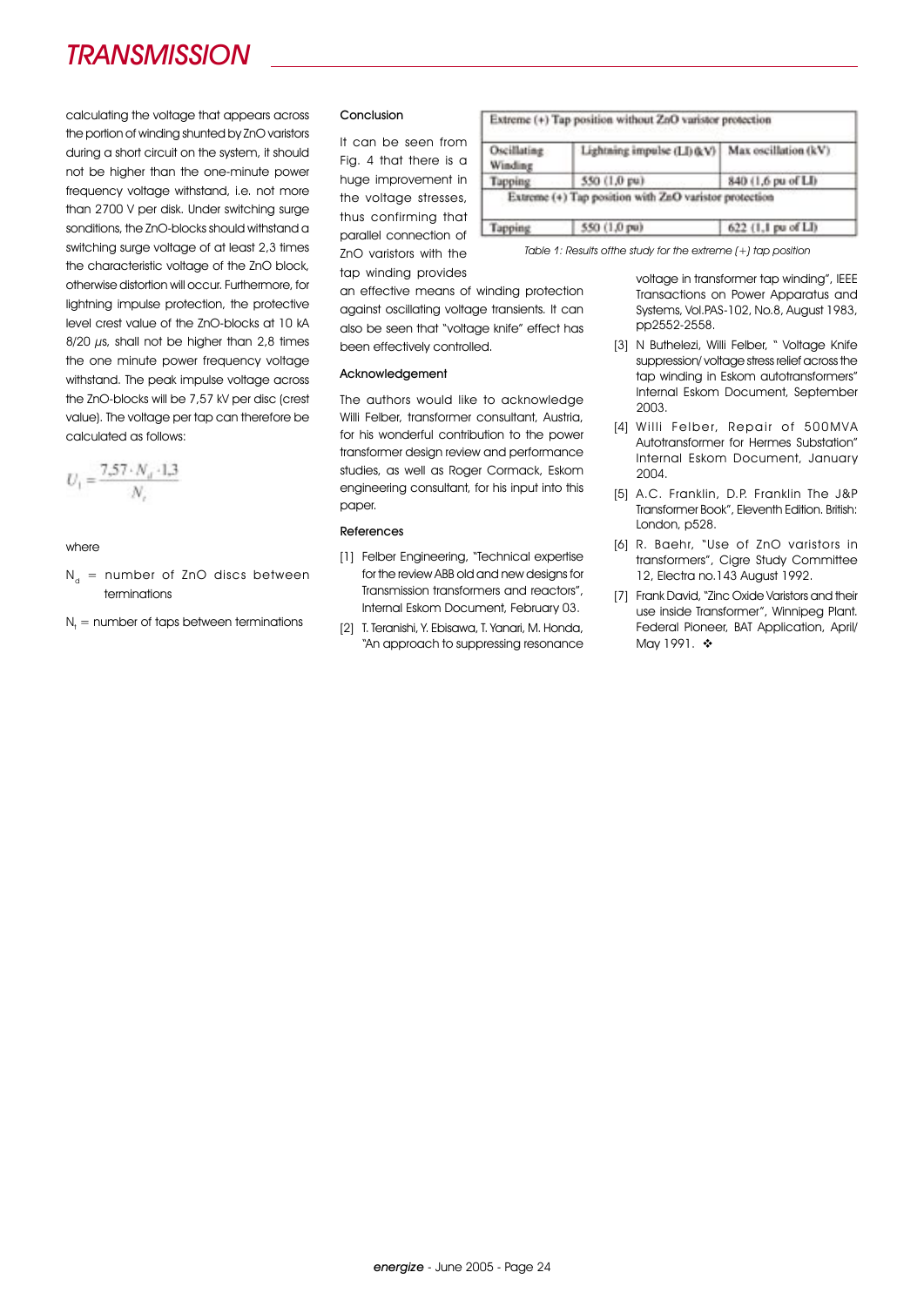calculating the voltage that appears across the portion of winding shunted by ZnO varistors during a short circuit on the system, it should not be higher than the one-minute power frequency voltage withstand, i.e. not more than 2700 V per disk. Under switching surge sonditions, the ZnO-blocks should withstand a switching surge voltage of at least 2,3 times the characteristic voltage of the ZnO block, otherwise distortion will occur. Furthermore, for lightning impulse protection, the protective level crest value of the ZnO-blocks at 10 kA 8/20 µs, shall not be higher than 2,8 times the one minute power frequency voltage withstand. The peak impulse voltage across the ZnO-blocks will be 7,57 kV per disc (crest value). The voltage per tap can therefore be calculated as follows:

$$U_t = \frac{7{,}57 \cdot N_d \cdot 1{,}3}{N_t}$$

where

$N_d$ = number of ZnO discs between terminations

$N_t$ = number of taps between terminations

### Conclusion

It can be seen from Fig. 4 that there is a huge improvement in the voltage stresses, thus confirming that parallel connection of ZnO varistors with the tap winding provides an effective means of winding protection against oscillating voltage transients. It can also be seen that "voltage knife" effect has been effectively controlled.

| Extreme (+) Tap position without ZnO varistor protection | | |
|---|---|---|
| Oscillating Winding | Lightning impulse (LI) (kV) | Max oscillation (kV) |
| Tapping | 550 (1,0 pu) | 840 (1,6 pu of LI) |
| Extreme (+) Tap position with ZnO varistor protection | | |
| Tapping | 550 (1,0 pu) | 622 (1,1 pu of LI) |

*Table 1: Results ofthe study for the extreme (+) tap position*

### Acknowledgement

The authors would like to acknowledge Willi Felber, transformer consultant, Austria, for his wonderful contribution to the power transformer design review and performance studies, as well as Roger Cormack, Eskom engineering consultant, for his input into this paper.

### References

[1] Felber Engineering, "Technical expertise for the review ABB old and new designs for Transmission transformers and reactors", Internal Eskom Document, February 03.

[2] T. Teranishi, Y. Ebisawa, T. Yanari, M. Honda, "An approach to suppressing resonance voltage in transformer tap winding", IEEE Transactions on Power Apparatus and Systems, Vol.PAS-102, No.8, August 1983, pp2552-2558.

[3] N Buthelezi, Willi Felber, " Voltage Knife suppression/ voltage stress relief across the tap winding in Eskom autotransformers" Internal Eskom Document, September 2003.

[4] Willi Felber, Repair of 500MVA Autotransformer for Hermes Substation" Internal Eskom Document, January 2004.

[5] A.C. Franklin, D.P. Franklin The J&P Transformer Book", Eleventh Edition. British: London, p528.

[6] R. Baehr, "Use of ZnO varistors in transformers", Cigre Study Committee 12, Electra no.143 August 1992.

[7] Frank David, "Zinc Oxide Varistors and their use inside Transformer", Winnipeg Plant. Federal Pioneer, BAT Application, April/ May 1991. ❖